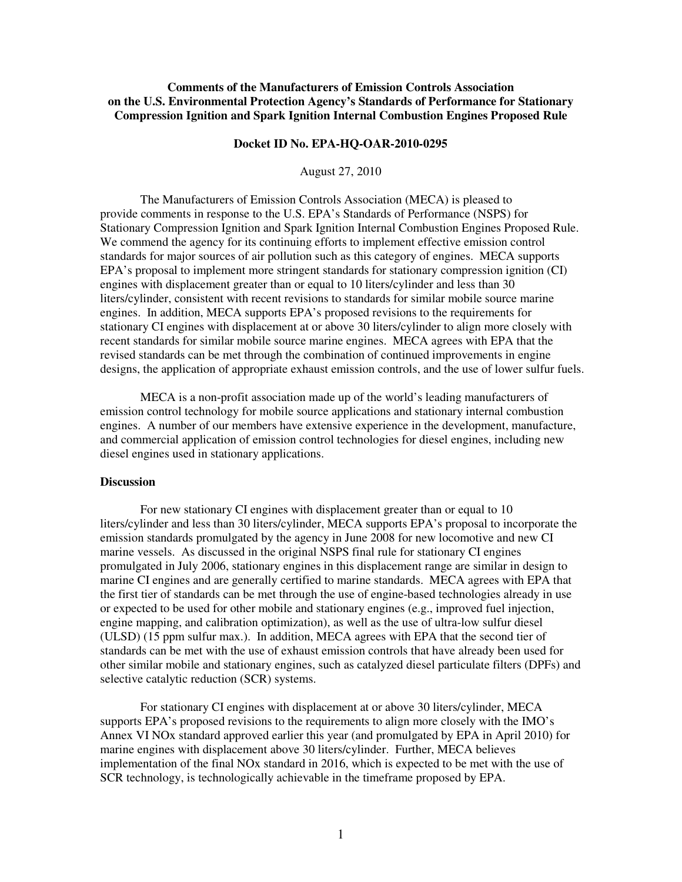**Comments of the Manufacturers of Emission Controls Association on the U.S. Environmental Protection Agency's Standards of Performance for Stationary Compression Ignition and Spark Ignition Internal Combustion Engines Proposed Rule**

**Docket ID No. EPA-HQ-OAR-2010-0295**

August 27, 2010

The Manufacturers of Emission Controls Association (MECA) is pleased to provide comments in response to the U.S. EPA's Standards of Performance (NSPS) for Stationary Compression Ignition and Spark Ignition Internal Combustion Engines Proposed Rule. We commend the agency for its continuing efforts to implement effective emission control standards for major sources of air pollution such as this category of engines. MECA supports EPA's proposal to implement more stringent standards for stationary compression ignition (CI) engines with displacement greater than or equal to 10 liters/cylinder and less than 30 liters/cylinder, consistent with recent revisions to standards for similar mobile source marine engines. In addition, MECA supports EPA's proposed revisions to the requirements for stationary CI engines with displacement at or above 30 liters/cylinder to align more closely with recent standards for similar mobile source marine engines. MECA agrees with EPA that the revised standards can be met through the combination of continued improvements in engine designs, the application of appropriate exhaust emission controls, and the use of lower sulfur fuels.

MECA is a non-profit association made up of the world's leading manufacturers of emission control technology for mobile source applications and stationary internal combustion engines. A number of our members have extensive experience in the development, manufacture, and commercial application of emission control technologies for diesel engines, including new diesel engines used in stationary applications.

**Discussion**

For new stationary CI engines with displacement greater than or equal to 10 liters/cylinder and less than 30 liters/cylinder, MECA supports EPA's proposal to incorporate the emission standards promulgated by the agency in June 2008 for new locomotive and new CI marine vessels. As discussed in the original NSPS final rule for stationary CI engines promulgated in July 2006, stationary engines in this displacement range are similar in design to marine CI engines and are generally certified to marine standards. MECA agrees with EPA that the first tier of standards can be met through the use of engine-based technologies already in use or expected to be used for other mobile and stationary engines (e.g., improved fuel injection, engine mapping, and calibration optimization), as well as the use of ultra-low sulfur diesel (ULSD) (15 ppm sulfur max.). In addition, MECA agrees with EPA that the second tier of standards can be met with the use of exhaust emission controls that have already been used for other similar mobile and stationary engines, such as catalyzed diesel particulate filters (DPFs) and selective catalytic reduction (SCR) systems.

For stationary CI engines with displacement at or above 30 liters/cylinder, MECA supports EPA's proposed revisions to the requirements to align more closely with the IMO's Annex VI NOx standard approved earlier this year (and promulgated by EPA in April 2010) for marine engines with displacement above 30 liters/cylinder. Further, MECA believes implementation of the final NOx standard in 2016, which is expected to be met with the use of SCR technology, is technologically achievable in the timeframe proposed by EPA.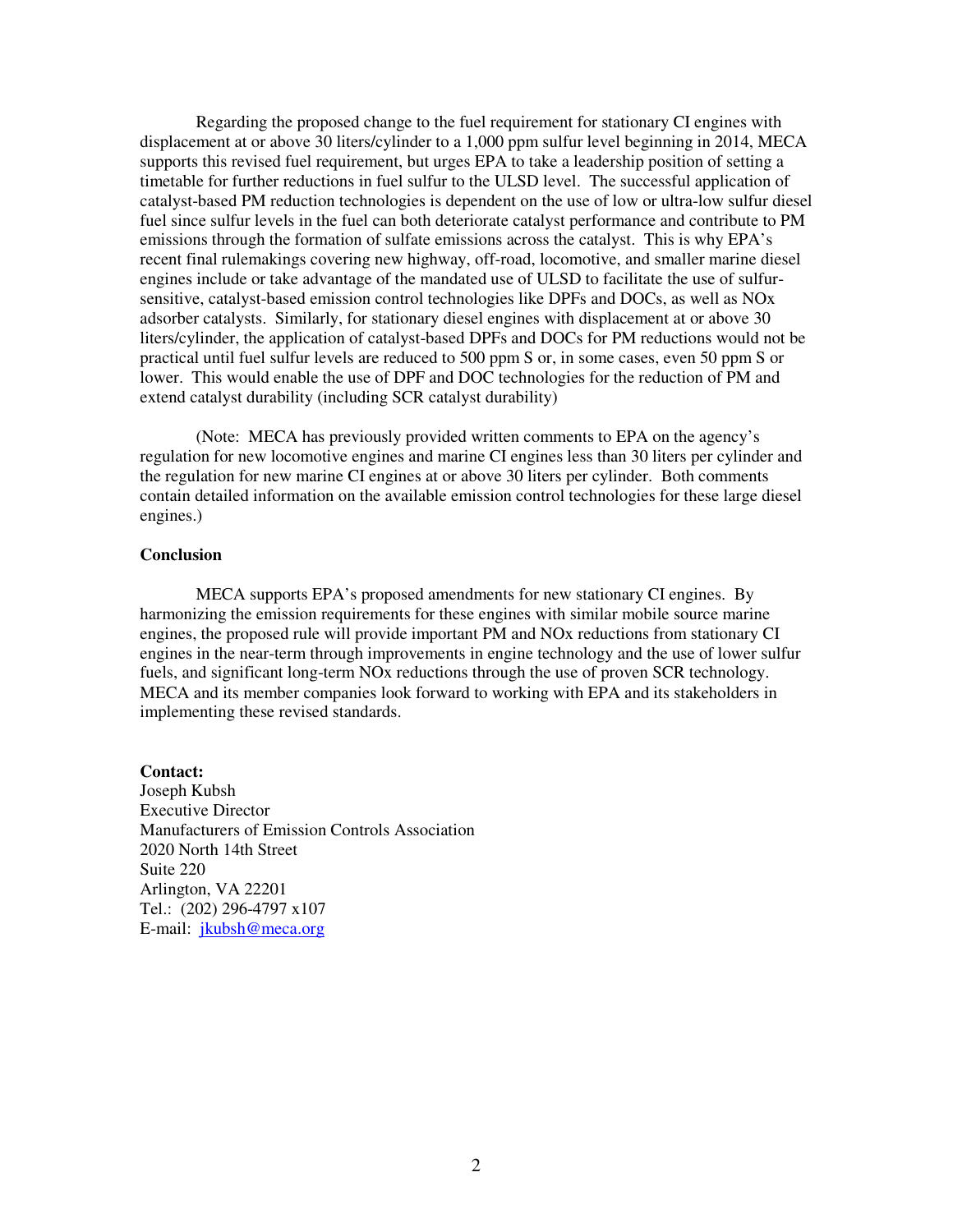Regarding the proposed change to the fuel requirement for stationary CI engines with displacement at or above 30 liters/cylinder to a 1,000 ppm sulfur level beginning in 2014, MECA supports this revised fuel requirement, but urges EPA to take a leadership position of setting a timetable for further reductions in fuel sulfur to the ULSD level. The successful application of catalyst-based PM reduction technologies is dependent on the use of low or ultra-low sulfur diesel fuel since sulfur levels in the fuel can both deteriorate catalyst performance and contribute to PM emissions through the formation of sulfate emissions across the catalyst. This is why EPA's recent final rulemakings covering new highway, off-road, locomotive, and smaller marine diesel engines include or take advantage of the mandated use of ULSD to facilitate the use of sulfur-sensitive, catalyst-based emission control technologies like DPFs and DOCs, as well as NOx adsorber catalysts. Similarly, for stationary diesel engines with displacement at or above 30 liters/cylinder, the application of catalyst-based DPFs and DOCs for PM reductions would not be practical until fuel sulfur levels are reduced to 500 ppm S or, in some cases, even 50 ppm S or lower. This would enable the use of DPF and DOC technologies for the reduction of PM and extend catalyst durability (including SCR catalyst durability)

(Note: MECA has previously provided written comments to EPA on the agency's regulation for new locomotive engines and marine CI engines less than 30 liters per cylinder and the regulation for new marine CI engines at or above 30 liters per cylinder. Both comments contain detailed information on the available emission control technologies for these large diesel engines.)

**Conclusion**

MECA supports EPA's proposed amendments for new stationary CI engines. By harmonizing the emission requirements for these engines with similar mobile source marine engines, the proposed rule will provide important PM and NOx reductions from stationary CI engines in the near-term through improvements in engine technology and the use of lower sulfur fuels, and significant long-term NOx reductions through the use of proven SCR technology. MECA and its member companies look forward to working with EPA and its stakeholders in implementing these revised standards.

**Contact:**
Joseph Kubsh
Executive Director
Manufacturers of Emission Controls Association
2020 North 14th Street
Suite 220
Arlington, VA 22201
Tel.: (202) 296-4797 x107
E-mail: jkubsh@meca.org